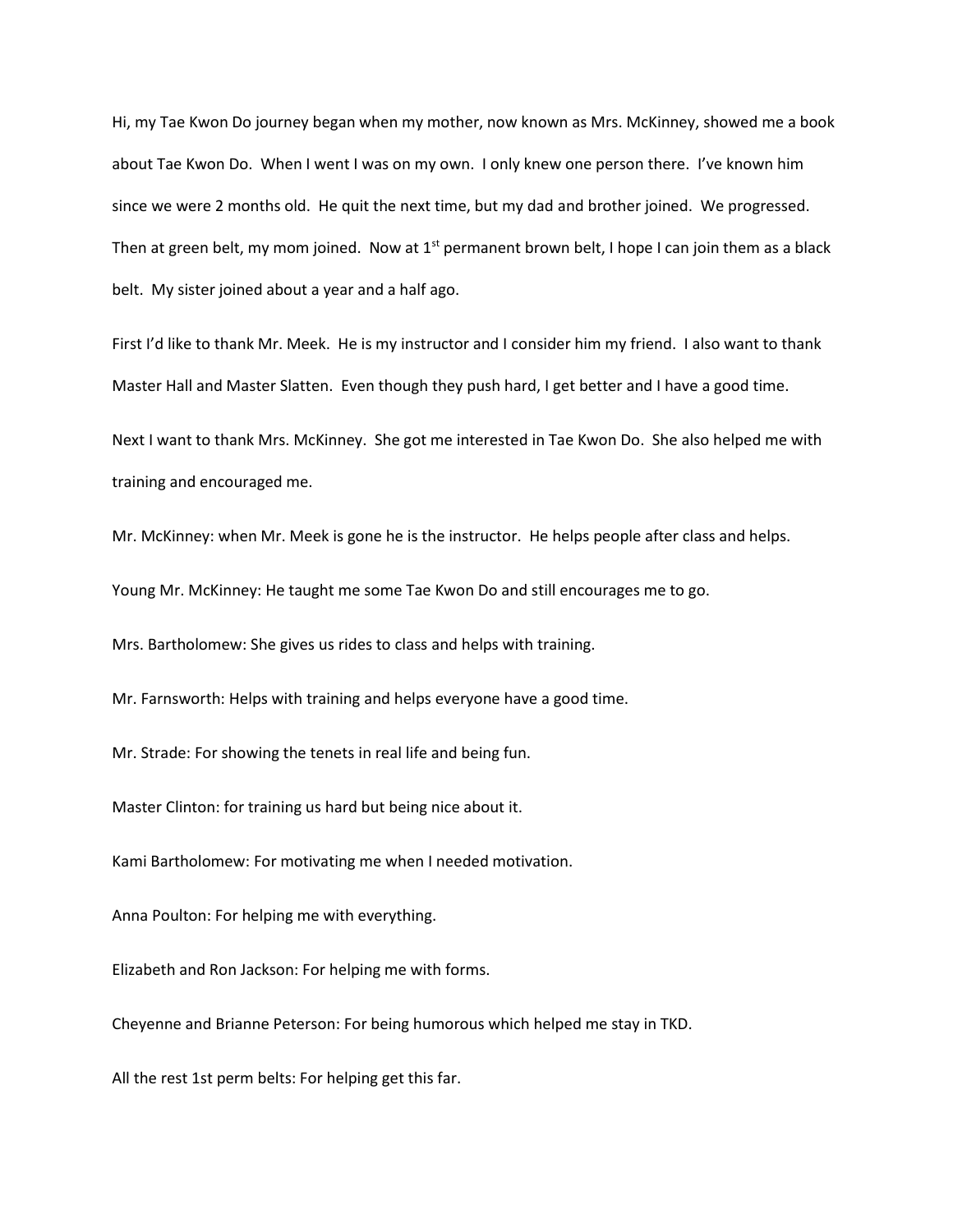Hi, my Tae Kwon Do journey began when my mother, now known as Mrs. McKinney, showed me a book about Tae Kwon Do. When I went I was on my own. I only knew one person there. I've known him since we were 2 months old. He quit the next time, but my dad and brother joined. We progressed. Then at green belt, my mom joined. Now at 1st permanent brown belt, I hope I can join them as a black belt. My sister joined about a year and a half ago.

First I'd like to thank Mr. Meek. He is my instructor and I consider him my friend. I also want to thank Master Hall and Master Slatten. Even though they push hard, I get better and I have a good time.

Next I want to thank Mrs. McKinney. She got me interested in Tae Kwon Do. She also helped me with training and encouraged me.

Mr. McKinney: when Mr. Meek is gone he is the instructor. He helps people after class and helps.

Young Mr. McKinney: He taught me some Tae Kwon Do and still encourages me to go.

Mrs. Bartholomew: She gives us rides to class and helps with training.

Mr. Farnsworth: Helps with training and helps everyone have a good time.

Mr. Strade: For showing the tenets in real life and being fun.

Master Clinton: for training us hard but being nice about it.

Kami Bartholomew: For motivating me when I needed motivation.

Anna Poulton: For helping me with everything.

Elizabeth and Ron Jackson: For helping me with forms.

Cheyenne and Brianne Peterson: For being humorous which helped me stay in TKD.

All the rest 1st perm belts: For helping get this far.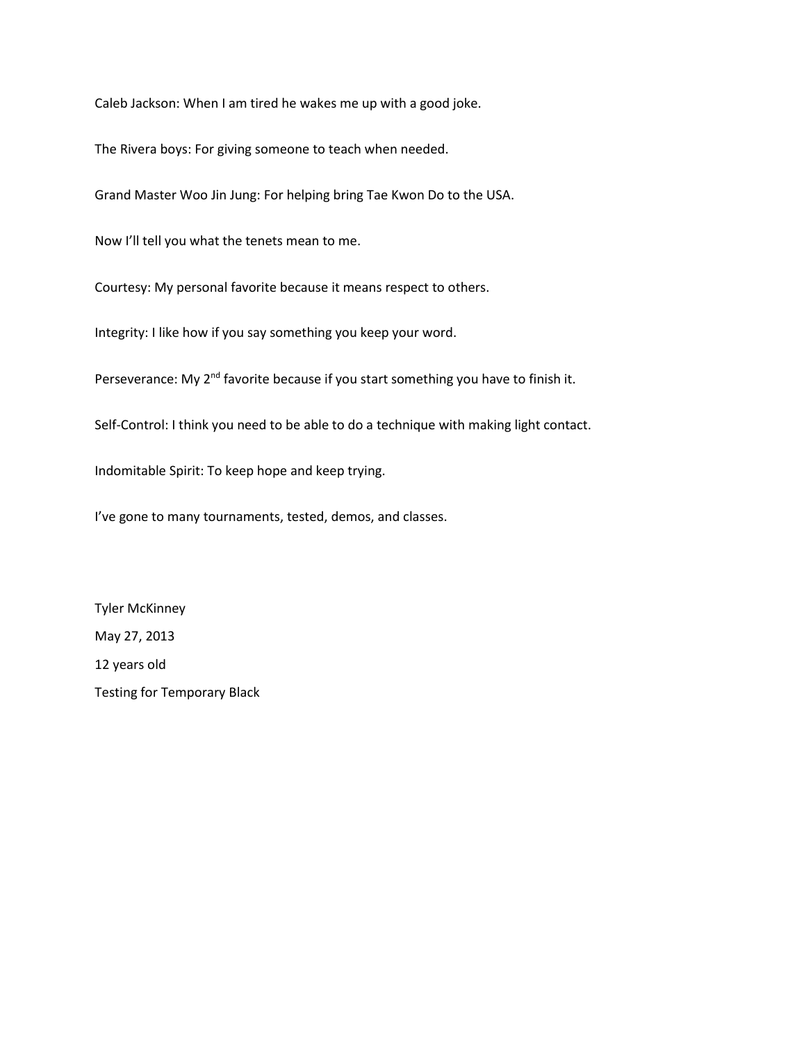Caleb Jackson: When I am tired he wakes me up with a good joke.

The Rivera boys: For giving someone to teach when needed.

Grand Master Woo Jin Jung: For helping bring Tae Kwon Do to the USA.

Now I'll tell you what the tenets mean to me.

Courtesy: My personal favorite because it means respect to others.

Integrity: I like how if you say something you keep your word.

Perseverance: My 2nd favorite because if you start something you have to finish it.

Self-Control: I think you need to be able to do a technique with making light contact.

Indomitable Spirit: To keep hope and keep trying.

I've gone to many tournaments, tested, demos, and classes.

Tyler McKinney

May 27, 2013

12 years old

Testing for Temporary Black